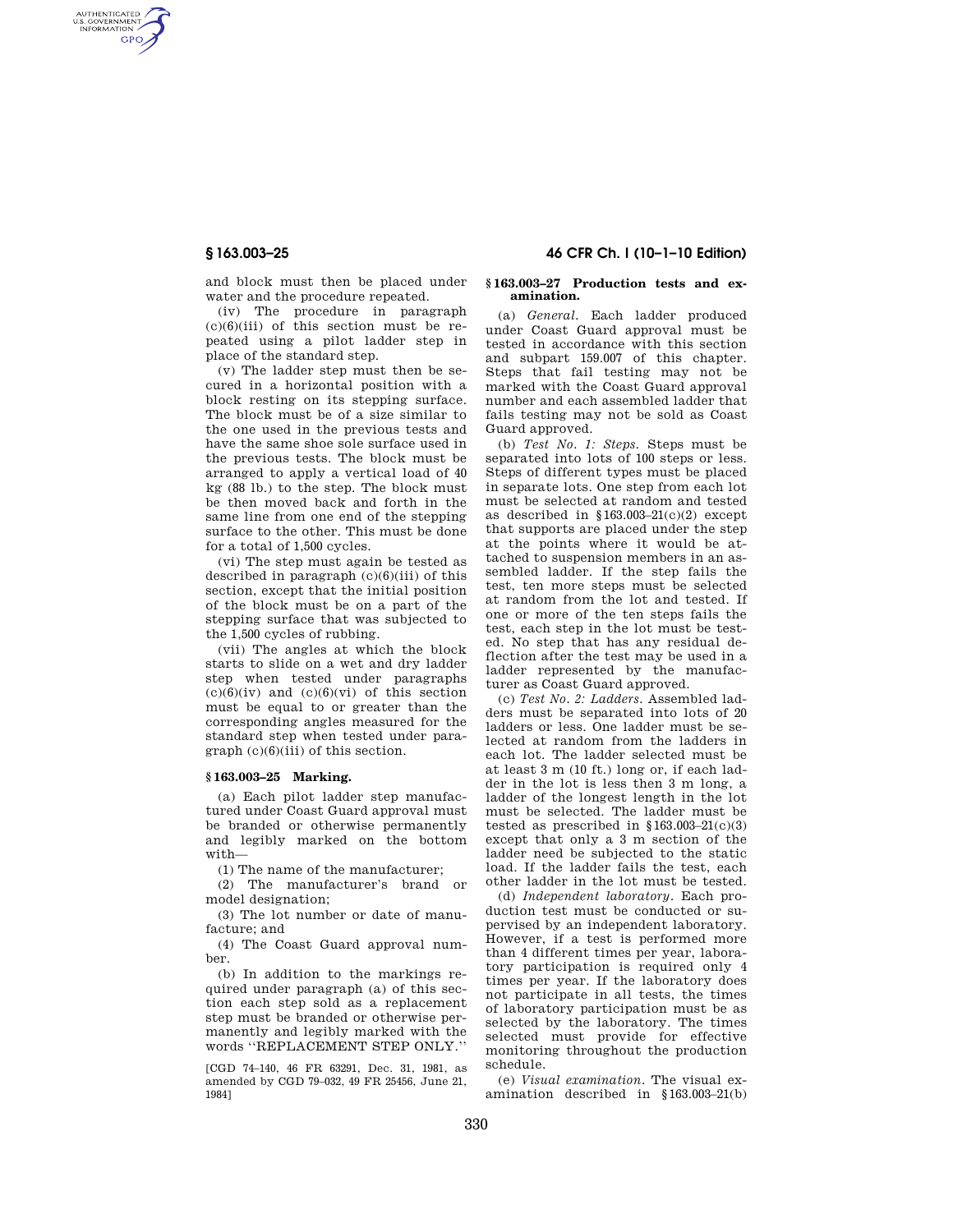and block must then be placed under water and the procedure repeated.

(iv) The procedure in paragraph (c)(6)(iii) of this section must be repeated using a pilot ladder step in place of the standard step.

(v) The ladder step must then be secured in a horizontal position with a block resting on its stepping surface. The block must be of a size similar to the one used in the previous tests and have the same shoe sole surface used in the previous tests. The block must be arranged to apply a vertical load of 40 kg (88 lb.) to the step. The block must be then moved back and forth in the same line from one end of the stepping surface to the other. This must be done for a total of 1,500 cycles.

(vi) The step must again be tested as described in paragraph (c)(6)(iii) of this section, except that the initial position of the block must be on a part of the stepping surface that was subjected to the 1,500 cycles of rubbing.

(vii) The angles at which the block starts to slide on a wet and dry ladder step when tested under paragraphs (c)(6)(iv) and (c)(6)(vi) of this section must be equal to or greater than the corresponding angles measured for the standard step when tested under paragraph (c)(6)(iii) of this section.

## § 163.003–25 Marking.

(a) Each pilot ladder step manufactured under Coast Guard approval must be branded or otherwise permanently and legibly marked on the bottom with—

(1) The name of the manufacturer;

(2) The manufacturer's brand or model designation;

(3) The lot number or date of manufacture; and

(4) The Coast Guard approval number.

(b) In addition to the markings required under paragraph (a) of this section each step sold as a replacement step must be branded or otherwise permanently and legibly marked with the words "REPLACEMENT STEP ONLY."

[CGD 74–140, 46 FR 63291, Dec. 31, 1981, as amended by CGD 79–032, 49 FR 25456, June 21, 1984]

## § 163.003–27 Production tests and examination.

(a) *General.* Each ladder produced under Coast Guard approval must be tested in accordance with this section and subpart 159.007 of this chapter. Steps that fail testing may not be marked with the Coast Guard approval number and each assembled ladder that fails testing may not be sold as Coast Guard approved.

(b) *Test No. 1: Steps.* Steps must be separated into lots of 100 steps or less. Steps of different types must be placed in separate lots. One step from each lot must be selected at random and tested as described in §163.003–21(c)(2) except that supports are placed under the step at the points where it would be attached to suspension members in an assembled ladder. If the step fails the test, ten more steps must be selected at random from the lot and tested. If one or more of the ten steps fails the test, each step in the lot must be tested. No step that has any residual deflection after the test may be used in a ladder represented by the manufacturer as Coast Guard approved.

(c) *Test No. 2: Ladders.* Assembled ladders must be separated into lots of 20 ladders or less. One ladder must be selected at random from the ladders in each lot. The ladder selected must be at least 3 m (10 ft.) long or, if each ladder in the lot is less then 3 m long, a ladder of the longest length in the lot must be selected. The ladder must be tested as prescribed in §163.003–21(c)(3) except that only a 3 m section of the ladder need be subjected to the static load. If the ladder fails the test, each other ladder in the lot must be tested.

(d) *Independent laboratory.* Each production test must be conducted or supervised by an independent laboratory. However, if a test is performed more than 4 different times per year, laboratory participation is required only 4 times per year. If the laboratory does not participate in all tests, the times of laboratory participation must be as selected by the laboratory. The times selected must provide for effective monitoring throughout the production schedule.

(e) *Visual examination.* The visual examination described in §163.003–21(b)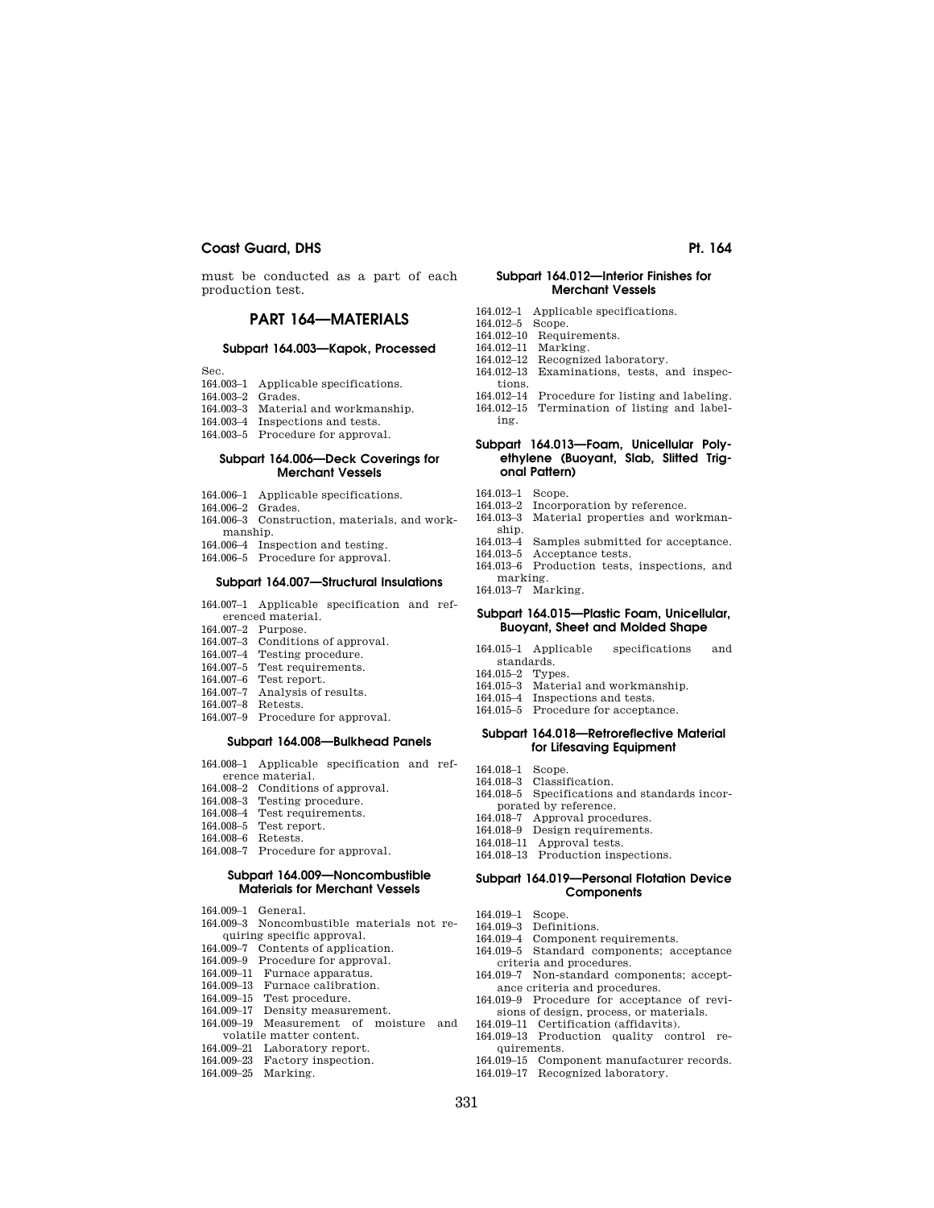must be conducted as a part of each production test.

# PART 164—MATERIALS

### Subpart 164.003—Kapok, Processed

Sec.
164.003–1 Applicable specifications.
164.003–2 Grades.
164.003–3 Material and workmanship.
164.003–4 Inspections and tests.
164.003–5 Procedure for approval.

### Subpart 164.006—Deck Coverings for Merchant Vessels

164.006–1 Applicable specifications.
164.006–2 Grades.
164.006–3 Construction, materials, and workmanship.
164.006–4 Inspection and testing.
164.006–5 Procedure for approval.

### Subpart 164.007—Structural Insulations

164.007–1 Applicable specification and referenced material.
164.007–2 Purpose.
164.007–3 Conditions of approval.
164.007–4 Testing procedure.
164.007–5 Test requirements.
164.007–6 Test report.
164.007–7 Analysis of results.
164.007–8 Retests.
164.007–9 Procedure for approval.

### Subpart 164.008—Bulkhead Panels

164.008–1 Applicable specification and reference material.
164.008–2 Conditions of approval.
164.008–3 Testing procedure.
164.008–4 Test requirements.
164.008–5 Test report.
164.008–6 Retests.
164.008–7 Procedure for approval.

### Subpart 164.009—Noncombustible Materials for Merchant Vessels

164.009–1 General.
164.009–3 Noncombustible materials not requiring specific approval.
164.009–7 Contents of application.
164.009–9 Procedure for approval.
164.009–11 Furnace apparatus.
164.009–13 Furnace calibration.
164.009–15 Test procedure.
164.009–17 Density measurement.
164.009–19 Measurement of moisture and volatile matter content.
164.009–21 Laboratory report.
164.009–23 Factory inspection.
164.009–25 Marking.

### Subpart 164.012—Interior Finishes for Merchant Vessels

164.012–1 Applicable specifications.
164.012–5 Scope.
164.012–10 Requirements.
164.012–11 Marking.
164.012–12 Recognized laboratory.
164.012–13 Examinations, tests, and inspections.
164.012–14 Procedure for listing and labeling.
164.012–15 Termination of listing and labeling.

### Subpart 164.013—Foam, Unicellular Polyethylene (Buoyant, Slab, Slitted Trigonal Pattern)

164.013–1 Scope.
164.013–2 Incorporation by reference.
164.013–3 Material properties and workmanship.
164.013–4 Samples submitted for acceptance.
164.013–5 Acceptance tests.
164.013–6 Production tests, inspections, and marking.
164.013–7 Marking.

### Subpart 164.015—Plastic Foam, Unicellular, Buoyant, Sheet and Molded Shape

164.015–1 Applicable specifications and standards.
164.015–2 Types.
164.015–3 Material and workmanship.
164.015–4 Inspections and tests.
164.015–5 Procedure for acceptance.

### Subpart 164.018—Retroreflective Material for Lifesaving Equipment

164.018–1 Scope.
164.018–3 Classification.
164.018–5 Specifications and standards incorporated by reference.
164.018–7 Approval procedures.
164.018–9 Design requirements.
164.018–11 Approval tests.
164.018–13 Production inspections.

### Subpart 164.019—Personal Flotation Device Components

164.019–1 Scope.
164.019–3 Definitions.
164.019–4 Component requirements.
164.019–5 Standard components; acceptance criteria and procedures.
164.019–7 Non-standard components; acceptance criteria and procedures.
164.019–9 Procedure for acceptance of revisions of design, process, or materials.
164.019–11 Certification (affidavits).
164.019–13 Production quality control requirements.
164.019–15 Component manufacturer records.
164.019–17 Recognized laboratory.